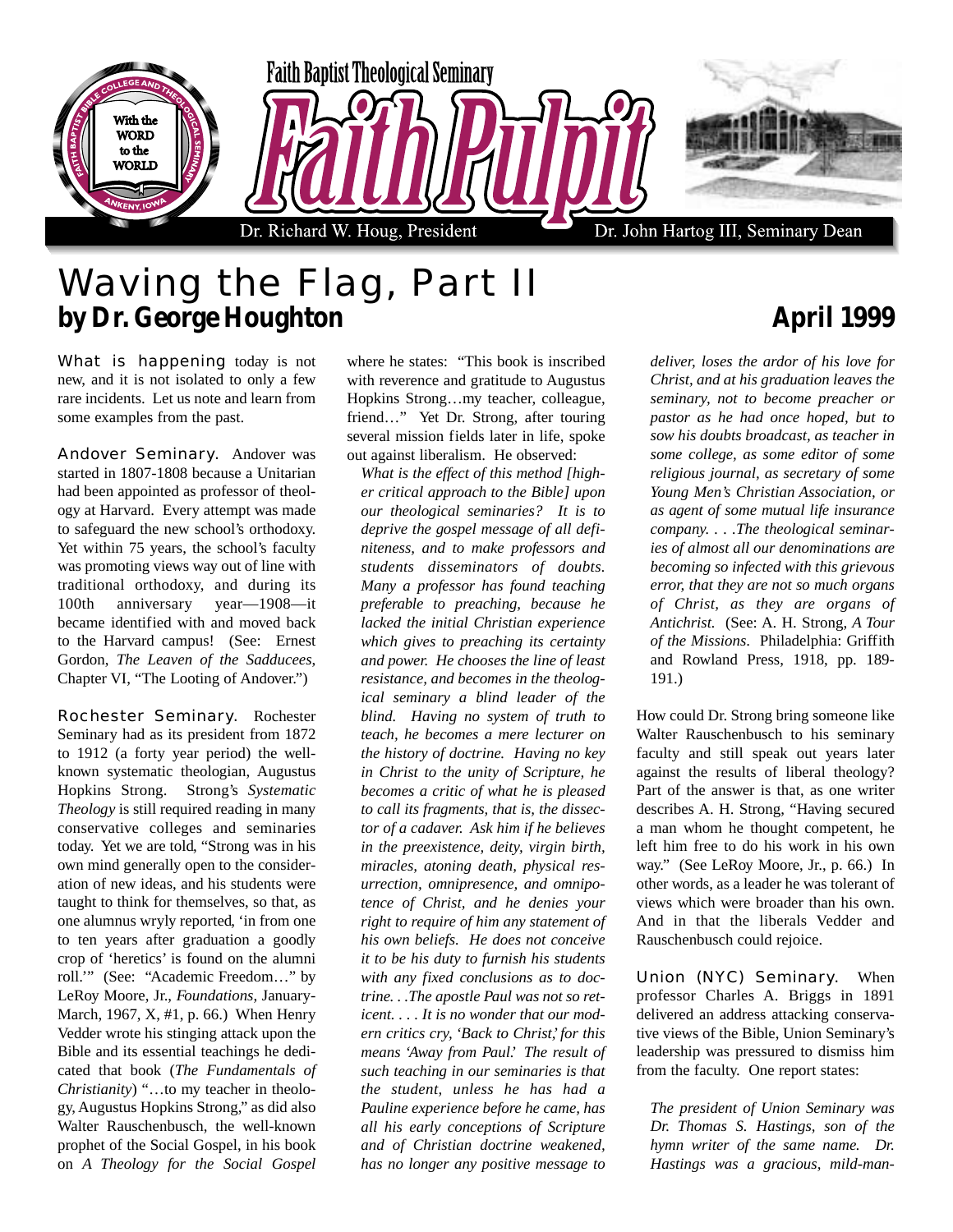Faith Baptist Theological Seminary

# Faith Pulpit

Dr. Richard W. Houg, President — Dr. John Hartog III, Seminary Dean

# Waving the Flag, Part II

**by Dr. George Houghton** — **April 1999**

What is happening today is not new, and it is not isolated to only a few rare incidents. Let us note and learn from some examples from the past.

**Andover Seminary.** Andover was started in 1807-1808 because a Unitarian had been appointed as professor of theology at Harvard. Every attempt was made to safeguard the new school's orthodoxy. Yet within 75 years, the school's faculty was promoting views way out of line with traditional orthodoxy, and during its 100th anniversary year—1908—it became identified with and moved back to the Harvard campus! (See: Ernest Gordon, *The Leaven of the Sadducees*, Chapter VI, "The Looting of Andover.")

**Rochester Seminary.** Rochester Seminary had as its president from 1872 to 1912 (a forty year period) the well-known systematic theologian, Augustus Hopkins Strong. Strong's *Systematic Theology* is still required reading in many conservative colleges and seminaries today. Yet we are told, "Strong was in his own mind generally open to the consideration of new ideas, and his students were taught to think for themselves, so that, as one alumnus wryly reported, 'in from one to ten years after graduation a goodly crop of 'heretics' is found on the alumni roll.'" (See: "Academic Freedom…" by LeRoy Moore, Jr., *Foundations*, January-March, 1967, X, #1, p. 66.) When Henry Vedder wrote his stinging attack upon the Bible and its essential teachings he dedicated that book (*The Fundamentals of Christianity*) "…to my teacher in theology, Augustus Hopkins Strong," as did also Walter Rauschenbusch, the well-known prophet of the Social Gospel, in his book on *A Theology for the Social Gospel* where he states: "This book is inscribed with reverence and gratitude to Augustus Hopkins Strong…my teacher, colleague, friend…" Yet Dr. Strong, after touring several mission fields later in life, spoke out against liberalism. He observed:

> *What is the effect of this method [higher critical approach to the Bible] upon our theological seminaries? It is to deprive the gospel message of all definiteness, and to make professors and students disseminators of doubts. Many a professor has found teaching preferable to preaching, because he lacked the initial Christian experience which gives to preaching its certainty and power. He chooses the line of least resistance, and becomes in the theological seminary a blind leader of the blind. Having no system of truth to teach, he becomes a mere lecturer on the history of doctrine. Having no key in Christ to the unity of Scripture, he becomes a critic of what he is pleased to call its fragments, that is, the dissector of a cadaver. Ask him if he believes in the preexistence, deity, virgin birth, miracles, atoning death, physical resurrection, omnipresence, and omnipotence of Christ, and he denies your right to require of him any statement of his own beliefs. He does not conceive it to be his duty to furnish his students with any fixed conclusions as to doctrine. . .The apostle Paul was not so reticent. . . . It is no wonder that our modern critics cry, 'Back to Christ,' for this means 'Away from Paul.' The result of such teaching in our seminaries is that the student, unless he has had a Pauline experience before he came, has all his early conceptions of Scripture and of Christian doctrine weakened, has no longer any positive message to deliver, loses the ardor of his love for Christ, and at his graduation leaves the seminary, not to become preacher or pastor as he had once hoped, but to sow his doubts broadcast, as teacher in some college, as some editor of some religious journal, as secretary of some Young Men's Christian Association, or as agent of some mutual life insurance company. . . .The theological seminaries of almost all our denominations are becoming so infected with this grievous error, that they are not so much organs of Christ, as they are organs of Antichrist.* (See: A. H. Strong, *A Tour of the Missions*. Philadelphia: Griffith and Rowland Press, 1918, pp. 189-191.)

How could Dr. Strong bring someone like Walter Rauschenbusch to his seminary faculty and still speak out years later against the results of liberal theology? Part of the answer is that, as one writer describes A. H. Strong, "Having secured a man whom he thought competent, he left him free to do his work in his own way." (See LeRoy Moore, Jr., p. 66.) In other words, as a leader he was tolerant of views which were broader than his own. And in that the liberals Vedder and Rauschenbusch could rejoice.

**Union (NYC) Seminary.** When professor Charles A. Briggs in 1891 delivered an address attacking conservative views of the Bible, Union Seminary's leadership was pressured to dismiss him from the faculty. One report states:

> *The president of Union Seminary was Dr. Thomas S. Hastings, son of the hymn writer of the same name. Dr. Hastings was a gracious, mild-man-*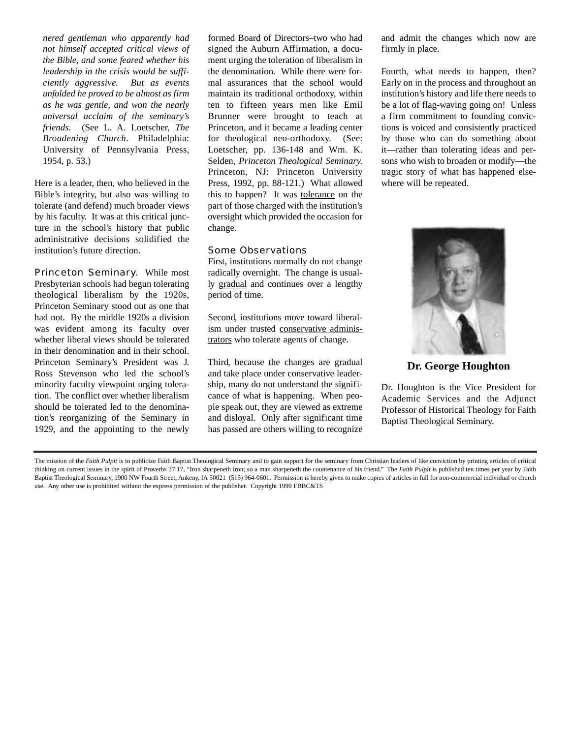*nered gentleman who apparently had not himself accepted critical views of the Bible, and some feared whether his leadership in the crisis would be sufficiently aggressive. But as events unfolded he proved to be almost as firm as he was gentle, and won the nearly universal acclaim of the seminary's friends.* (See L. A. Loetscher, *The Broadening Church*. Philadelphia: University of Pennsylvania Press, 1954, p. 53.)

Here is a leader, then, who believed in the Bible's integrity, but also was willing to tolerate (and defend) much broader views by his faculty. It was at this critical juncture in the school's history that public administrative decisions solidified the institution's future direction.

**Princeton Seminary.** While most Presbyterian schools had begun tolerating theological liberalism by the 1920s, Princeton Seminary stood out as one that had not. By the middle 1920s a division was evident among its faculty over whether liberal views should be tolerated in their denomination and in their school. Princeton Seminary's President was J. Ross Stevenson who led the school's minority faculty viewpoint urging toleration. The conflict over whether liberalism should be tolerated led to the denomination's reorganizing of the Seminary in 1929, and the appointing to the newly formed Board of Directors–two who had signed the Auburn Affirmation, a document urging the toleration of liberalism in the denomination. While there were formal assurances that the school would maintain its traditional orthodoxy, within ten to fifteen years men like Emil Brunner were brought to teach at Princeton, and it became a leading center for theological neo-orthodoxy. (See: Loetscher, pp. 136-148 and Wm. K. Selden, *Princeton Theological Seminary.* Princeton, NJ: Princeton University Press, 1992, pp. 88-121.) What allowed this to happen? It was <u>tolerance</u> on the part of those charged with the institution's oversight which provided the occasion for change.

## Some Observations

First, institutions normally do not change radically overnight. The change is usually <u>gradual</u> and continues over a lengthy period of time.

Second, institutions move toward liberalism under trusted <u>conservative administrators</u> who tolerate agents of change.

Third, because the changes are gradual and take place under conservative leadership, many do not understand the significance of what is happening. When people speak out, they are viewed as extreme and disloyal. Only after significant time has passed are others willing to recognize and admit the changes which now are firmly in place.

Fourth, what needs to happen, then? Early on in the process and throughout an institution's history and life there needs to be a lot of flag-waving going on! Unless a firm commitment to founding convictions is voiced and consistently practiced by those who can do something about it—rather than tolerating ideas and persons who wish to broaden or modify—the tragic story of what has happened elsewhere will be repeated.

**Dr. George Houghton**

Dr. Houghton is the Vice President for Academic Services and the Adjunct Professor of Historical Theology for Faith Baptist Theological Seminary.

---

The mission of the *Faith Pulpit* is to publicize Faith Baptist Theological Seminary and to gain support for the seminary from Christian leaders of like conviction by printing articles of critical thinking on current issues in the spirit of Proverbs 27:17, "Iron sharpeneth iron; so a man sharpeneth the countenance of his friend." The *Faith Pulpit* is published ten times per year by Faith Baptist Theological Seminary, 1900 NW Fourth Street, Ankeny, IA 50021 (515) 964-0601. Permission is hereby given to make copies of articles in full for non-commercial individual or church use. Any other use is prohibited without the express permission of the publisher. Copyright 1999 FBBC&TS